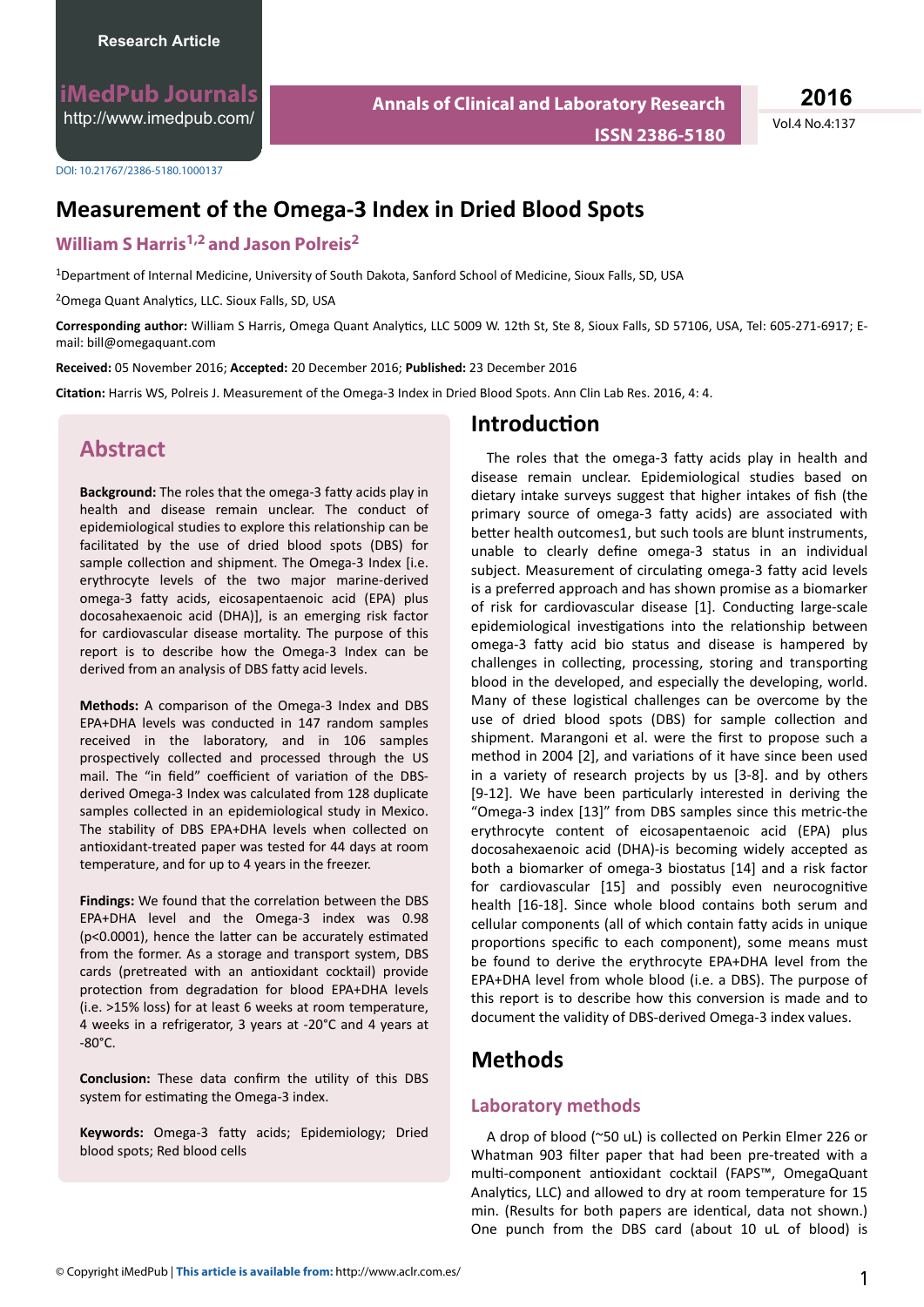Research Article

DOI: 10.21767/2386-5180.1000137

# Measurement of the Omega-3 Index in Dried Blood Spots

## William S Harris[1,2] and Jason Polreis[2]

[1]Department of Internal Medicine, University of South Dakota, Sanford School of Medicine, Sioux Falls, SD, USA

[2]Omega Quant Analytics, LLC. Sioux Falls, SD, USA

**Corresponding author:** William S Harris, Omega Quant Analytics, LLC 5009 W. 12th St, Ste 8, Sioux Falls, SD 57106, USA, Tel: 605-271-6917; E-mail: bill@omegaquant.com

**Received:** 05 November 2016; **Accepted:** 20 December 2016; **Published:** 23 December 2016

**Citation:** Harris WS, Polreis J. Measurement of the Omega-3 Index in Dried Blood Spots. Ann Clin Lab Res. 2016, 4: 4.

## Abstract

**Background:** The roles that the omega-3 fatty acids play in health and disease remain unclear. The conduct of epidemiological studies to explore this relationship can be facilitated by the use of dried blood spots (DBS) for sample collection and shipment. The Omega-3 Index [i.e. erythrocyte levels of the two major marine-derived omega-3 fatty acids, eicosapentaenoic acid (EPA) plus docosahexaenoic acid (DHA)], is an emerging risk factor for cardiovascular disease mortality. The purpose of this report is to describe how the Omega-3 Index can be derived from an analysis of DBS fatty acid levels.

**Methods:** A comparison of the Omega-3 Index and DBS EPA+DHA levels was conducted in 147 random samples received in the laboratory, and in 106 samples prospectively collected and processed through the US mail. The "in field" coefficient of variation of the DBS-derived Omega-3 Index was calculated from 128 duplicate samples collected in an epidemiological study in Mexico. The stability of DBS EPA+DHA levels when collected on antioxidant-treated paper was tested for 44 days at room temperature, and for up to 4 years in the freezer.

**Findings:** We found that the correlation between the DBS EPA+DHA level and the Omega-3 index was 0.98 ($p<0.0001$), hence the latter can be accurately estimated from the former. As a storage and transport system, DBS cards (pretreated with an antioxidant cocktail) provide protection from degradation for blood EPA+DHA levels (i.e. >15% loss) for at least 6 weeks at room temperature, 4 weeks in a refrigerator, 3 years at -20°C and 4 years at -80°C.

**Conclusion:** These data confirm the utility of this DBS system for estimating the Omega-3 index.

**Keywords:** Omega-3 fatty acids; Epidemiology; Dried blood spots; Red blood cells

## Introduction

The roles that the omega-3 fatty acids play in health and disease remain unclear. Epidemiological studies based on dietary intake surveys suggest that higher intakes of fish (the primary source of omega-3 fatty acids) are associated with better health outcomes1, but such tools are blunt instruments, unable to clearly define omega-3 status in an individual subject. Measurement of circulating omega-3 fatty acid levels is a preferred approach and has shown promise as a biomarker of risk for cardiovascular disease [1]. Conducting large-scale epidemiological investigations into the relationship between omega-3 fatty acid bio status and disease is hampered by challenges in collecting, processing, storing and transporting blood in the developed, and especially the developing, world. Many of these logistical challenges can be overcome by the use of dried blood spots (DBS) for sample collection and shipment. Marangoni et al. were the first to propose such a method in 2004 [2], and variations of it have since been used in a variety of research projects by us [3-8]. and by others [9-12]. We have been particularly interested in deriving the "Omega-3 index [13]" from DBS samples since this metric-the erythrocyte content of eicosapentaenoic acid (EPA) plus docosahexaenoic acid (DHA)-is becoming widely accepted as both a biomarker of omega-3 biostatus [14] and a risk factor for cardiovascular [15] and possibly even neurocognitive health [16-18]. Since whole blood contains both serum and cellular components (all of which contain fatty acids in unique proportions specific to each component), some means must be found to derive the erythrocyte EPA+DHA level from the EPA+DHA level from whole blood (i.e. a DBS). The purpose of this report is to describe how this conversion is made and to document the validity of DBS-derived Omega-3 index values.

## Methods

### Laboratory methods

A drop of blood (~50 uL) is collected on Perkin Elmer 226 or Whatman 903 filter paper that had been pre-treated with a multi-component antioxidant cocktail (FAPS™, OmegaQuant Analytics, LLC) and allowed to dry at room temperature for 15 min. (Results for both papers are identical, data not shown.) One punch from the DBS card (about 10 uL of blood) is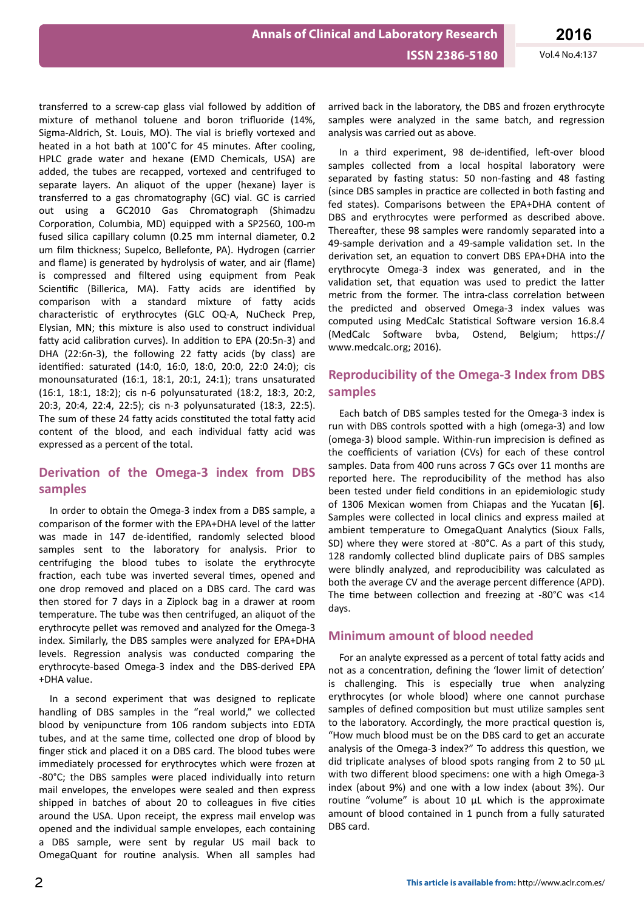transferred to a screw-cap glass vial followed by addition of mixture of methanol toluene and boron trifluoride (14%, Sigma-Aldrich, St. Louis, MO). The vial is briefly vortexed and heated in a hot bath at 100˚C for 45 minutes. After cooling, HPLC grade water and hexane (EMD Chemicals, USA) are added, the tubes are recapped, vortexed and centrifuged to separate layers. An aliquot of the upper (hexane) layer is transferred to a gas chromatography (GC) vial. GC is carried out using a GC2010 Gas Chromatograph (Shimadzu Corporation, Columbia, MD) equipped with a SP2560, 100-m fused silica capillary column (0.25 mm internal diameter, 0.2 um film thickness; Supelco, Bellefonte, PA). Hydrogen (carrier and flame) is generated by hydrolysis of water, and air (flame) is compressed and filtered using equipment from Peak Scientific (Billerica, MA). Fatty acids are identified by comparison with a standard mixture of fatty acids characteristic of erythrocytes (GLC OQ-A, NuCheck Prep, Elysian, MN; this mixture is also used to construct individual fatty acid calibration curves). In addition to EPA (20:5n-3) and DHA (22:6n-3), the following 22 fatty acids (by class) are identified: saturated (14:0, 16:0, 18:0, 20:0, 22:0 24:0); cis monounsaturated (16:1, 18:1, 20:1, 24:1); trans unsaturated (16:1, 18:1, 18:2); cis n-6 polyunsaturated (18:2, 18:3, 20:2, 20:3, 20:4, 22:4, 22:5); cis n-3 polyunsaturated (18:3, 22:5). The sum of these 24 fatty acids constituted the total fatty acid content of the blood, and each individual fatty acid was expressed as a percent of the total.

## Derivation of the Omega-3 index from DBS samples

In order to obtain the Omega-3 index from a DBS sample, a comparison of the former with the EPA+DHA level of the latter was made in 147 de-identified, randomly selected blood samples sent to the laboratory for analysis. Prior to centrifuging the blood tubes to isolate the erythrocyte fraction, each tube was inverted several times, opened and one drop removed and placed on a DBS card. The card was then stored for 7 days in a Ziplock bag in a drawer at room temperature. The tube was then centrifuged, an aliquot of the erythrocyte pellet was removed and analyzed for the Omega-3 index. Similarly, the DBS samples were analyzed for EPA+DHA levels. Regression analysis was conducted comparing the erythrocyte-based Omega-3 index and the DBS-derived EPA +DHA value.

In a second experiment that was designed to replicate handling of DBS samples in the "real world," we collected blood by venipuncture from 106 random subjects into EDTA tubes, and at the same time, collected one drop of blood by finger stick and placed it on a DBS card. The blood tubes were immediately processed for erythrocytes which were frozen at -80°C; the DBS samples were placed individually into return mail envelopes, the envelopes were sealed and then express shipped in batches of about 20 to colleagues in five cities around the USA. Upon receipt, the express mail envelop was opened and the individual sample envelopes, each containing a DBS sample, were sent by regular US mail back to OmegaQuant for routine analysis. When all samples had arrived back in the laboratory, the DBS and frozen erythrocyte samples were analyzed in the same batch, and regression analysis was carried out as above.

In a third experiment, 98 de-identified, left-over blood samples collected from a local hospital laboratory were separated by fasting status: 50 non-fasting and 48 fasting (since DBS samples in practice are collected in both fasting and fed states). Comparisons between the EPA+DHA content of DBS and erythrocytes were performed as described above. Thereafter, these 98 samples were randomly separated into a 49-sample derivation and a 49-sample validation set. In the derivation set, an equation to convert DBS EPA+DHA into the erythrocyte Omega-3 index was generated, and in the validation set, that equation was used to predict the latter metric from the former. The intra-class correlation between the predicted and observed Omega-3 index values was computed using MedCalc Statistical Software version 16.8.4 (MedCalc Software bvba, Ostend, Belgium; https://www.medcalc.org; 2016).

## Reproducibility of the Omega-3 Index from DBS samples

Each batch of DBS samples tested for the Omega-3 index is run with DBS controls spotted with a high (omega-3) and low (omega-3) blood sample. Within-run imprecision is defined as the coefficients of variation (CVs) for each of these control samples. Data from 400 runs across 7 GCs over 11 months are reported here. The reproducibility of the method has also been tested under field conditions in an epidemiologic study of 1306 Mexican women from Chiapas and the Yucatan [**6**]. Samples were collected in local clinics and express mailed at ambient temperature to OmegaQuant Analytics (Sioux Falls, SD) where they were stored at -80°C. As a part of this study, 128 randomly collected blind duplicate pairs of DBS samples were blindly analyzed, and reproducibility was calculated as both the average CV and the average percent difference (APD). The time between collection and freezing at -80°C was <14 days.

## Minimum amount of blood needed

For an analyte expressed as a percent of total fatty acids and not as a concentration, defining the 'lower limit of detection' is challenging. This is especially true when analyzing erythrocytes (or whole blood) where one cannot purchase samples of defined composition but must utilize samples sent to the laboratory. Accordingly, the more practical question is, "How much blood must be on the DBS card to get an accurate analysis of the Omega-3 index?" To address this question, we did triplicate analyses of blood spots ranging from 2 to 50 µL with two different blood specimens: one with a high Omega-3 index (about 9%) and one with a low index (about 3%). Our routine "volume" is about 10 µL which is the approximate amount of blood contained in 1 punch from a fully saturated DBS card.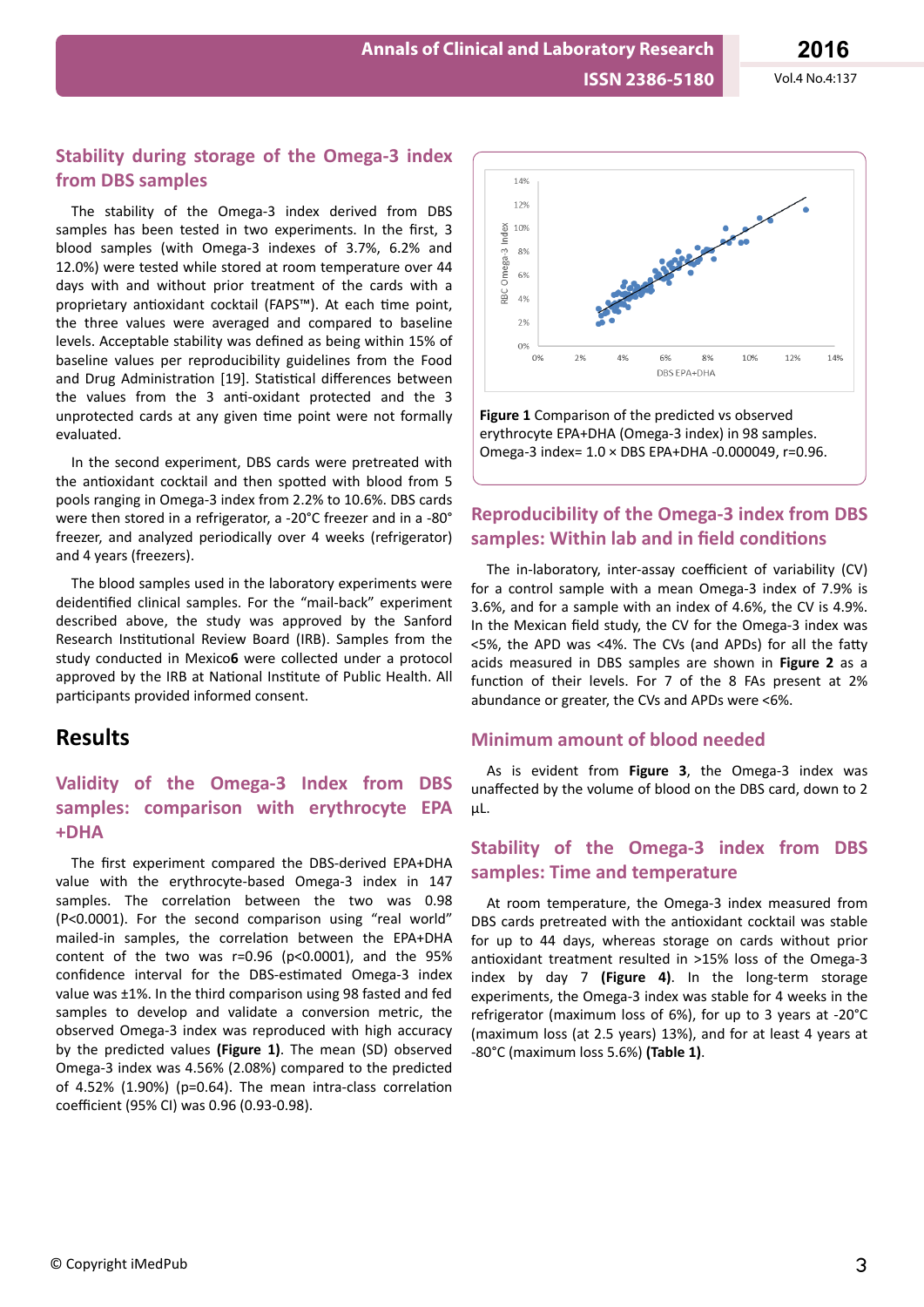### Stability during storage of the Omega-3 index from DBS samples

The stability of the Omega-3 index derived from DBS samples has been tested in two experiments. In the first, 3 blood samples (with Omega-3 indexes of 3.7%, 6.2% and 12.0%) were tested while stored at room temperature over 44 days with and without prior treatment of the cards with a proprietary antioxidant cocktail (FAPS™). At each time point, the three values were averaged and compared to baseline levels. Acceptable stability was defined as being within 15% of baseline values per reproducibility guidelines from the Food and Drug Administration [19]. Statistical differences between the values from the 3 anti-oxidant protected and the 3 unprotected cards at any given time point were not formally evaluated.

In the second experiment, DBS cards were pretreated with the antioxidant cocktail and then spotted with blood from 5 pools ranging in Omega-3 index from 2.2% to 10.6%. DBS cards were then stored in a refrigerator, a -20°C freezer and in a -80° freezer, and analyzed periodically over 4 weeks (refrigerator) and 4 years (freezers).

The blood samples used in the laboratory experiments were deidentified clinical samples. For the "mail-back" experiment described above, the study was approved by the Sanford Research Institutional Review Board (IRB). Samples from the study conducted in Mexico**6** were collected under a protocol approved by the IRB at National Institute of Public Health. All participants provided informed consent.

## Results

### Validity of the Omega-3 Index from DBS samples: comparison with erythrocyte EPA +DHA

The first experiment compared the DBS-derived EPA+DHA value with the erythrocyte-based Omega-3 index in 147 samples. The correlation between the two was 0.98 (P<0.0001). For the second comparison using "real world" mailed-in samples, the correlation between the EPA+DHA content of the two was r=0.96 (p<0.0001), and the 95% confidence interval for the DBS-estimated Omega-3 index value was ±1%. In the third comparison using 98 fasted and fed samples to develop and validate a conversion metric, the observed Omega-3 index was reproduced with high accuracy by the predicted values **(Figure 1)**. The mean (SD) observed Omega-3 index was 4.56% (2.08%) compared to the predicted of 4.52% (1.90%) (p=0.64). The mean intra-class correlation coefficient (95% CI) was 0.96 (0.93-0.98).

**Figure 1** Comparison of the predicted vs observed erythrocyte EPA+DHA (Omega-3 index) in 98 samples. Omega-3 index= 1.0 × DBS EPA+DHA -0.000049, r=0.96.

### Reproducibility of the Omega-3 index from DBS samples: Within lab and in field conditions

The in-laboratory, inter-assay coefficient of variability (CV) for a control sample with a mean Omega-3 index of 7.9% is 3.6%, and for a sample with an index of 4.6%, the CV is 4.9%. In the Mexican field study, the CV for the Omega-3 index was <5%, the APD was <4%. The CVs (and APDs) for all the fatty acids measured in DBS samples are shown in **Figure 2** as a function of their levels. For 7 of the 8 FAs present at 2% abundance or greater, the CVs and APDs were <6%.

### Minimum amount of blood needed

As is evident from **Figure 3**, the Omega-3 index was unaffected by the volume of blood on the DBS card, down to 2 µL.

### Stability of the Omega-3 index from DBS samples: Time and temperature

At room temperature, the Omega-3 index measured from DBS cards pretreated with the antioxidant cocktail was stable for up to 44 days, whereas storage on cards without prior antioxidant treatment resulted in >15% loss of the Omega-3 index by day 7 **(Figure 4)**. In the long-term storage experiments, the Omega-3 index was stable for 4 weeks in the refrigerator (maximum loss of 6%), for up to 3 years at -20°C (maximum loss (at 2.5 years) 13%), and for at least 4 years at -80°C (maximum loss 5.6%) **(Table 1)**.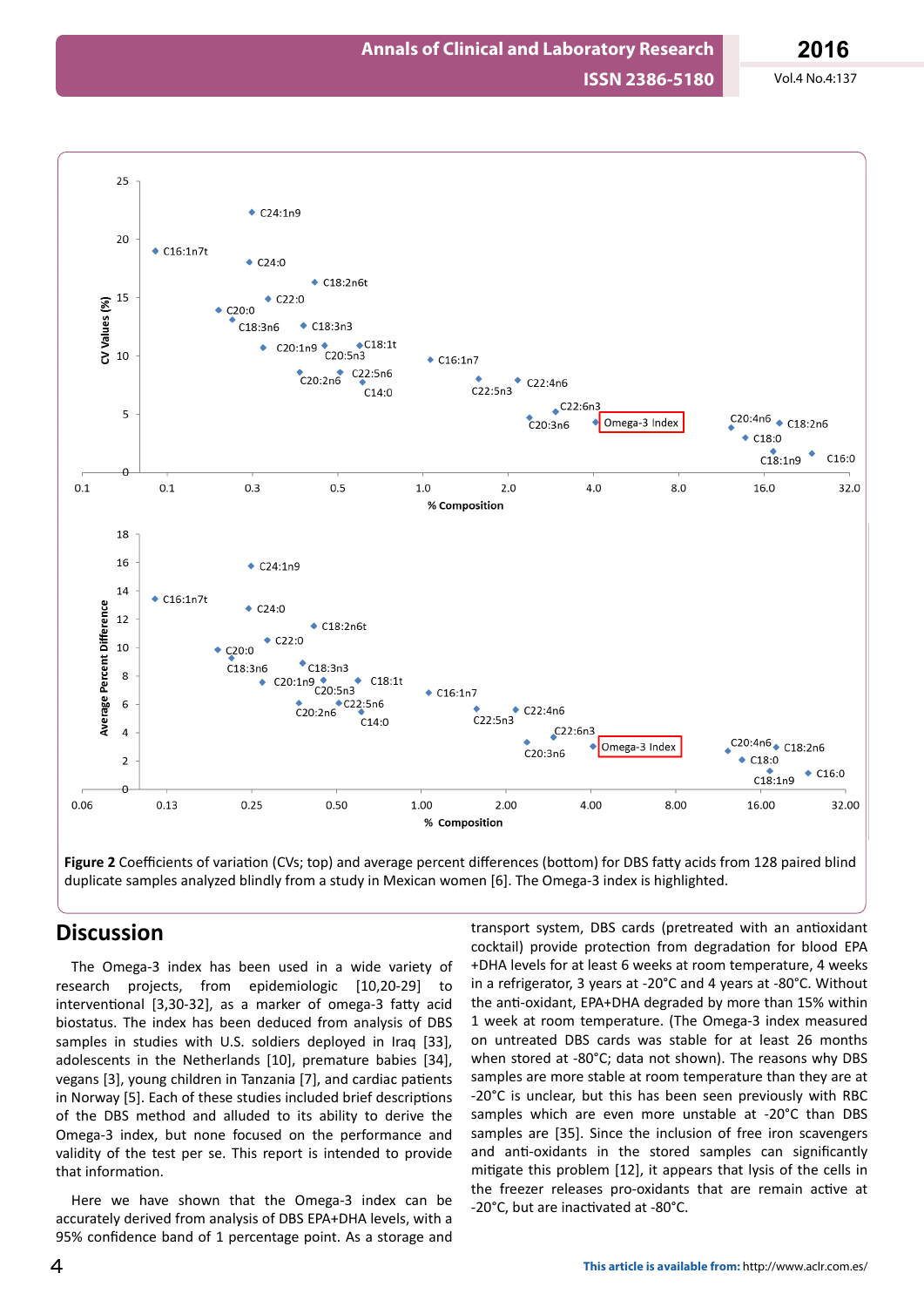**Figure 2** Coefficients of variation (CVs; top) and average percent differences (bottom) for DBS fatty acids from 128 paired blind duplicate samples analyzed blindly from a study in Mexican women [6]. The Omega-3 index is highlighted.

## Discussion

The Omega-3 index has been used in a wide variety of research projects, from epidemiologic [10,20-29] to interventional [3,30-32], as a marker of omega-3 fatty acid biostatus. The index has been deduced from analysis of DBS samples in studies with U.S. soldiers deployed in Iraq [33], adolescents in the Netherlands [10], premature babies [34], vegans [3], young children in Tanzania [7], and cardiac patients in Norway [5]. Each of these studies included brief descriptions of the DBS method and alluded to its ability to derive the Omega-3 index, but none focused on the performance and validity of the test per se. This report is intended to provide that information.

Here we have shown that the Omega-3 index can be accurately derived from analysis of DBS EPA+DHA levels, with a 95% confidence band of 1 percentage point. As a storage and transport system, DBS cards (pretreated with an antioxidant cocktail) provide protection from degradation for blood EPA+DHA levels for at least 6 weeks at room temperature, 4 weeks in a refrigerator, 3 years at -20°C and 4 years at -80°C. Without the anti-oxidant, EPA+DHA degraded by more than 15% within 1 week at room temperature. (The Omega-3 index measured on untreated DBS cards was stable for at least 26 months when stored at -80°C; data not shown). The reasons why DBS samples are more stable at room temperature than they are at -20°C is unclear, but this has been seen previously with RBC samples which are even more unstable at -20°C than DBS samples are [35]. Since the inclusion of free iron scavengers and anti-oxidants in the stored samples can significantly mitigate this problem [12], it appears that lysis of the cells in the freezer releases pro-oxidants that are remain active at -20°C, but are inactivated at -80°C.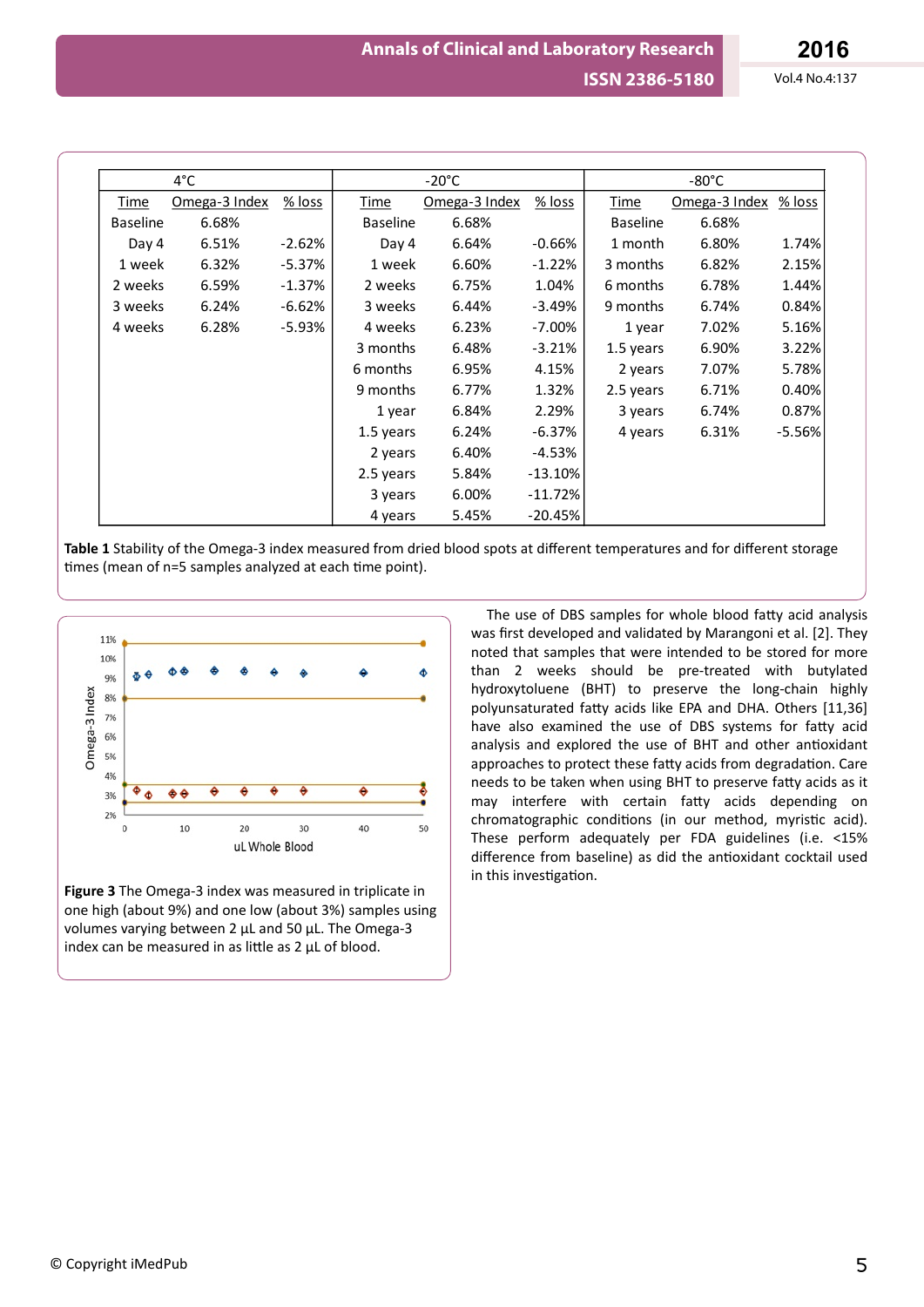| 4°C | | | -20°C | | | -80°C | | |
|---|---|---|---|---|---|---|---|---|
| Time | Omega-3 Index | % loss | Time | Omega-3 Index | % loss | Time | Omega-3 Index | % loss |
| Baseline | 6.68% | | Baseline | 6.68% | | Baseline | 6.68% | |
| Day 4 | 6.51% | -2.62% | Day 4 | 6.64% | -0.66% | 1 month | 6.80% | 1.74% |
| 1 week | 6.32% | -5.37% | 1 week | 6.60% | -1.22% | 3 months | 6.82% | 2.15% |
| 2 weeks | 6.59% | -1.37% | 2 weeks | 6.75% | 1.04% | 6 months | 6.78% | 1.44% |
| 3 weeks | 6.24% | -6.62% | 3 weeks | 6.44% | -3.49% | 9 months | 6.74% | 0.84% |
| 4 weeks | 6.28% | -5.93% | 4 weeks | 6.23% | -7.00% | 1 year | 7.02% | 5.16% |
| | | | 3 months | 6.48% | -3.21% | 1.5 years | 6.90% | 3.22% |
| | | | 6 months | 6.95% | 4.15% | 2 years | 7.07% | 5.78% |
| | | | 9 months | 6.77% | 1.32% | 2.5 years | 6.71% | 0.40% |
| | | | 1 year | 6.84% | 2.29% | 3 years | 6.74% | 0.87% |
| | | | 1.5 years | 6.24% | -6.37% | 4 years | 6.31% | -5.56% |
| | | | 2 years | 6.40% | -4.53% | | | |
| | | | 2.5 years | 5.84% | -13.10% | | | |
| | | | 3 years | 6.00% | -11.72% | | | |
| | | | 4 years | 5.45% | -20.45% | | | |

**Table 1** Stability of the Omega-3 index measured from dried blood spots at different temperatures and for different storage times (mean of n=5 samples analyzed at each time point).

**Figure 3** The Omega-3 index was measured in triplicate in one high (about 9%) and one low (about 3%) samples using volumes varying between 2 µL and 50 µL. The Omega-3 index can be measured in as little as 2 µL of blood.

The use of DBS samples for whole blood fatty acid analysis was first developed and validated by Marangoni et al. [2]. They noted that samples that were intended to be stored for more than 2 weeks should be pre-treated with butylated hydroxytoluene (BHT) to preserve the long-chain highly polyunsaturated fatty acids like EPA and DHA. Others [11,36] have also examined the use of DBS systems for fatty acid analysis and explored the use of BHT and other antioxidant approaches to protect these fatty acids from degradation. Care needs to be taken when using BHT to preserve fatty acids as it may interfere with certain fatty acids depending on chromatographic conditions (in our method, myristic acid). These perform adequately per FDA guidelines (i.e. <15% difference from baseline) as did the antioxidant cocktail used in this investigation.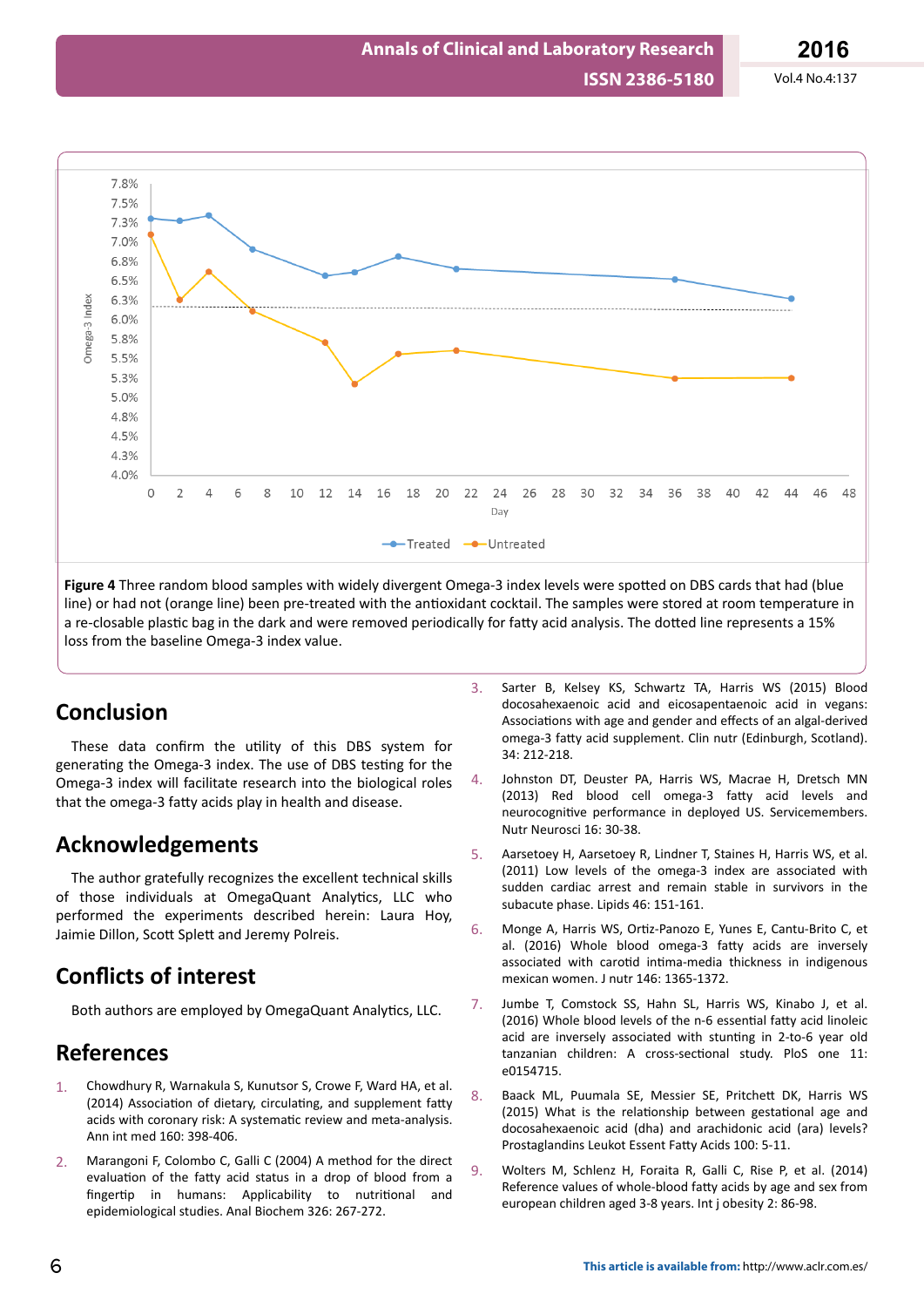**Figure 4** Three random blood samples with widely divergent Omega-3 index levels were spotted on DBS cards that had (blue line) or had not (orange line) been pre-treated with the antioxidant cocktail. The samples were stored at room temperature in a re-closable plastic bag in the dark and were removed periodically for fatty acid analysis. The dotted line represents a 15% loss from the baseline Omega-3 index value.

## Conclusion

These data confirm the utility of this DBS system for generating the Omega-3 index. The use of DBS testing for the Omega-3 index will facilitate research into the biological roles that the omega-3 fatty acids play in health and disease.

## Acknowledgements

The author gratefully recognizes the excellent technical skills of those individuals at OmegaQuant Analytics, LLC who performed the experiments described herein: Laura Hoy, Jaimie Dillon, Scott Splett and Jeremy Polreis.

## Conflicts of interest

Both authors are employed by OmegaQuant Analytics, LLC.

## References

1. Chowdhury R, Warnakula S, Kunutsor S, Crowe F, Ward HA, et al. (2014) Association of dietary, circulating, and supplement fatty acids with coronary risk: A systematic review and meta-analysis. Ann int med 160: 398-406.
2. Marangoni F, Colombo C, Galli C (2004) A method for the direct evaluation of the fatty acid status in a drop of blood from a fingertip in humans: Applicability to nutritional and epidemiological studies. Anal Biochem 326: 267-272.
3. Sarter B, Kelsey KS, Schwartz TA, Harris WS (2015) Blood docosahexaenoic acid and eicosapentaenoic acid in vegans: Associations with age and gender and effects of an algal-derived omega-3 fatty acid supplement. Clin nutr (Edinburgh, Scotland). 34: 212-218.
4. Johnston DT, Deuster PA, Harris WS, Macrae H, Dretsch MN (2013) Red blood cell omega-3 fatty acid levels and neurocognitive performance in deployed US. Servicemembers. Nutr Neurosci 16: 30-38.
5. Aarsetoey H, Aarsetoey R, Lindner T, Staines H, Harris WS, et al. (2011) Low levels of the omega-3 index are associated with sudden cardiac arrest and remain stable in survivors in the subacute phase. Lipids 46: 151-161.
6. Monge A, Harris WS, Ortiz-Panozo E, Yunes E, Cantu-Brito C, et al. (2016) Whole blood omega-3 fatty acids are inversely associated with carotid intima-media thickness in indigenous mexican women. J nutr 146: 1365-1372.
7. Jumbe T, Comstock SS, Hahn SL, Harris WS, Kinabo J, et al. (2016) Whole blood levels of the n-6 essential fatty acid linoleic acid are inversely associated with stunting in 2-to-6 year old tanzanian children: A cross-sectional study. PloS one 11: e0154715.
8. Baack ML, Puumala SE, Messier SE, Pritchett DK, Harris WS (2015) What is the relationship between gestational age and docosahexaenoic acid (dha) and arachidonic acid (ara) levels? Prostaglandins Leukot Essent Fatty Acids 100: 5-11.
9. Wolters M, Schlenz H, Foraita R, Galli C, Rise P, et al. (2014) Reference values of whole-blood fatty acids by age and sex from european children aged 3-8 years. Int j obesity 2: 86-98.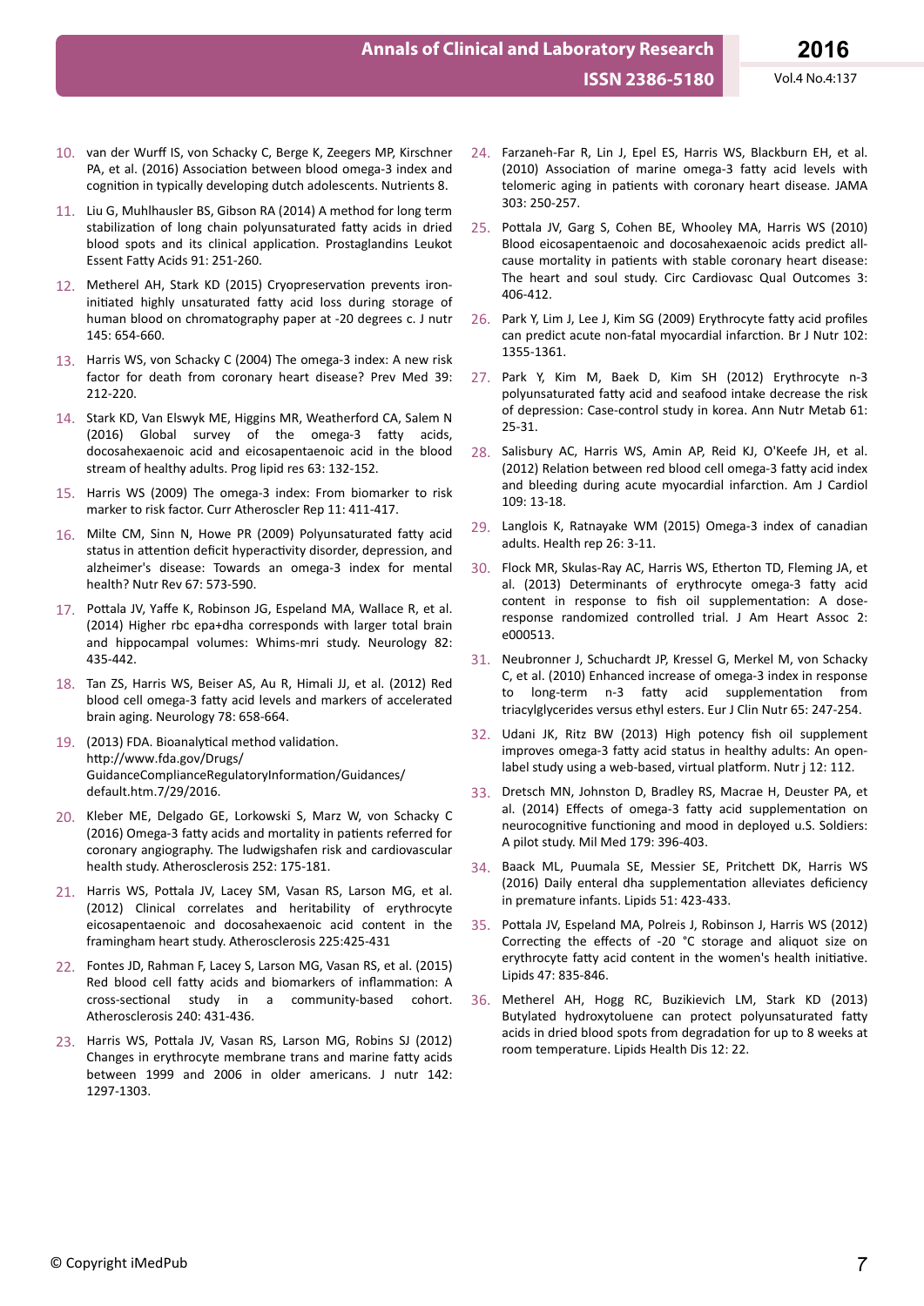10. van der Wurff IS, von Schacky C, Berge K, Zeegers MP, Kirschner PA, et al. (2016) Association between blood omega-3 index and cognition in typically developing dutch adolescents. Nutrients 8.

11. Liu G, Muhlhausler BS, Gibson RA (2014) A method for long term stabilization of long chain polyunsaturated fatty acids in dried blood spots and its clinical application. Prostaglandins Leukot Essent Fatty Acids 91: 251-260.

12. Metherel AH, Stark KD (2015) Cryopreservation prevents iron-initiated highly unsaturated fatty acid loss during storage of human blood on chromatography paper at -20 degrees c. J nutr 145: 654-660.

13. Harris WS, von Schacky C (2004) The omega-3 index: A new risk factor for death from coronary heart disease? Prev Med 39: 212-220.

14. Stark KD, Van Elswyk ME, Higgins MR, Weatherford CA, Salem N (2016) Global survey of the omega-3 fatty acids, docosahexaenoic acid and eicosapentaenoic acid in the blood stream of healthy adults. Prog lipid res 63: 132-152.

15. Harris WS (2009) The omega-3 index: From biomarker to risk marker to risk factor. Curr Atheroscler Rep 11: 411-417.

16. Milte CM, Sinn N, Howe PR (2009) Polyunsaturated fatty acid status in attention deficit hyperactivity disorder, depression, and alzheimer's disease: Towards an omega-3 index for mental health? Nutr Rev 67: 573-590.

17. Pottala JV, Yaffe K, Robinson JG, Espeland MA, Wallace R, et al. (2014) Higher rbc epa+dha corresponds with larger total brain and hippocampal volumes: Whims-mri study. Neurology 82: 435-442.

18. Tan ZS, Harris WS, Beiser AS, Au R, Himali JJ, et al. (2012) Red blood cell omega-3 fatty acid levels and markers of accelerated brain aging. Neurology 78: 658-664.

19. (2013) FDA. Bioanalytical method validation. http://www.fda.gov/Drugs/GuidanceComplianceRegulatoryInformation/Guidances/default.htm.7/29/2016.

20. Kleber ME, Delgado GE, Lorkowski S, Marz W, von Schacky C (2016) Omega-3 fatty acids and mortality in patients referred for coronary angiography. The ludwigshafen risk and cardiovascular health study. Atherosclerosis 252: 175-181.

21. Harris WS, Pottala JV, Lacey SM, Vasan RS, Larson MG, et al. (2012) Clinical correlates and heritability of erythrocyte eicosapentaenoic and docosahexaenoic acid content in the framingham heart study. Atherosclerosis 225:425-431

22. Fontes JD, Rahman F, Lacey S, Larson MG, Vasan RS, et al. (2015) Red blood cell fatty acids and biomarkers of inflammation: A cross-sectional study in a community-based cohort. Atherosclerosis 240: 431-436.

23. Harris WS, Pottala JV, Vasan RS, Larson MG, Robins SJ (2012) Changes in erythrocyte membrane trans and marine fatty acids between 1999 and 2006 in older americans. J nutr 142: 1297-1303.

24. Farzaneh-Far R, Lin J, Epel ES, Harris WS, Blackburn EH, et al. (2010) Association of marine omega-3 fatty acid levels with telomeric aging in patients with coronary heart disease. JAMA 303: 250-257.

25. Pottala JV, Garg S, Cohen BE, Whooley MA, Harris WS (2010) Blood eicosapentaenoic and docosahexaenoic acids predict all-cause mortality in patients with stable coronary heart disease: The heart and soul study. Circ Cardiovasc Qual Outcomes 3: 406-412.

26. Park Y, Lim J, Lee J, Kim SG (2009) Erythrocyte fatty acid profiles can predict acute non-fatal myocardial infarction. Br J Nutr 102: 1355-1361.

27. Park Y, Kim M, Baek D, Kim SH (2012) Erythrocyte n-3 polyunsaturated fatty acid and seafood intake decrease the risk of depression: Case-control study in korea. Ann Nutr Metab 61: 25-31.

28. Salisbury AC, Harris WS, Amin AP, Reid KJ, O'Keefe JH, et al. (2012) Relation between red blood cell omega-3 fatty acid index and bleeding during acute myocardial infarction. Am J Cardiol 109: 13-18.

29. Langlois K, Ratnayake WM (2015) Omega-3 index of canadian adults. Health rep 26: 3-11.

30. Flock MR, Skulas-Ray AC, Harris WS, Etherton TD, Fleming JA, et al. (2013) Determinants of erythrocyte omega-3 fatty acid content in response to fish oil supplementation: A dose-response randomized controlled trial. J Am Heart Assoc 2: e000513.

31. Neubronner J, Schuchardt JP, Kressel G, Merkel M, von Schacky C, et al. (2010) Enhanced increase of omega-3 index in response to long-term n-3 fatty acid supplementation from triacylglycerides versus ethyl esters. Eur J Clin Nutr 65: 247-254.

32. Udani JK, Ritz BW (2013) High potency fish oil supplement improves omega-3 fatty acid status in healthy adults: An open-label study using a web-based, virtual platform. Nutr j 12: 112.

33. Dretsch MN, Johnston D, Bradley RS, Macrae H, Deuster PA, et al. (2014) Effects of omega-3 fatty acid supplementation on neurocognitive functioning and mood in deployed u.S. Soldiers: A pilot study. Mil Med 179: 396-403.

34. Baack ML, Puumala SE, Messier SE, Pritchett DK, Harris WS (2016) Daily enteral dha supplementation alleviates deficiency in premature infants. Lipids 51: 423-433.

35. Pottala JV, Espeland MA, Polreis J, Robinson J, Harris WS (2012) Correcting the effects of -20 °C storage and aliquot size on erythrocyte fatty acid content in the women's health initiative. Lipids 47: 835-846.

36. Metherel AH, Hogg RC, Buzikievich LM, Stark KD (2013) Butylated hydroxytoluene can protect polyunsaturated fatty acids in dried blood spots from degradation for up to 8 weeks at room temperature. Lipids Health Dis 12: 22.